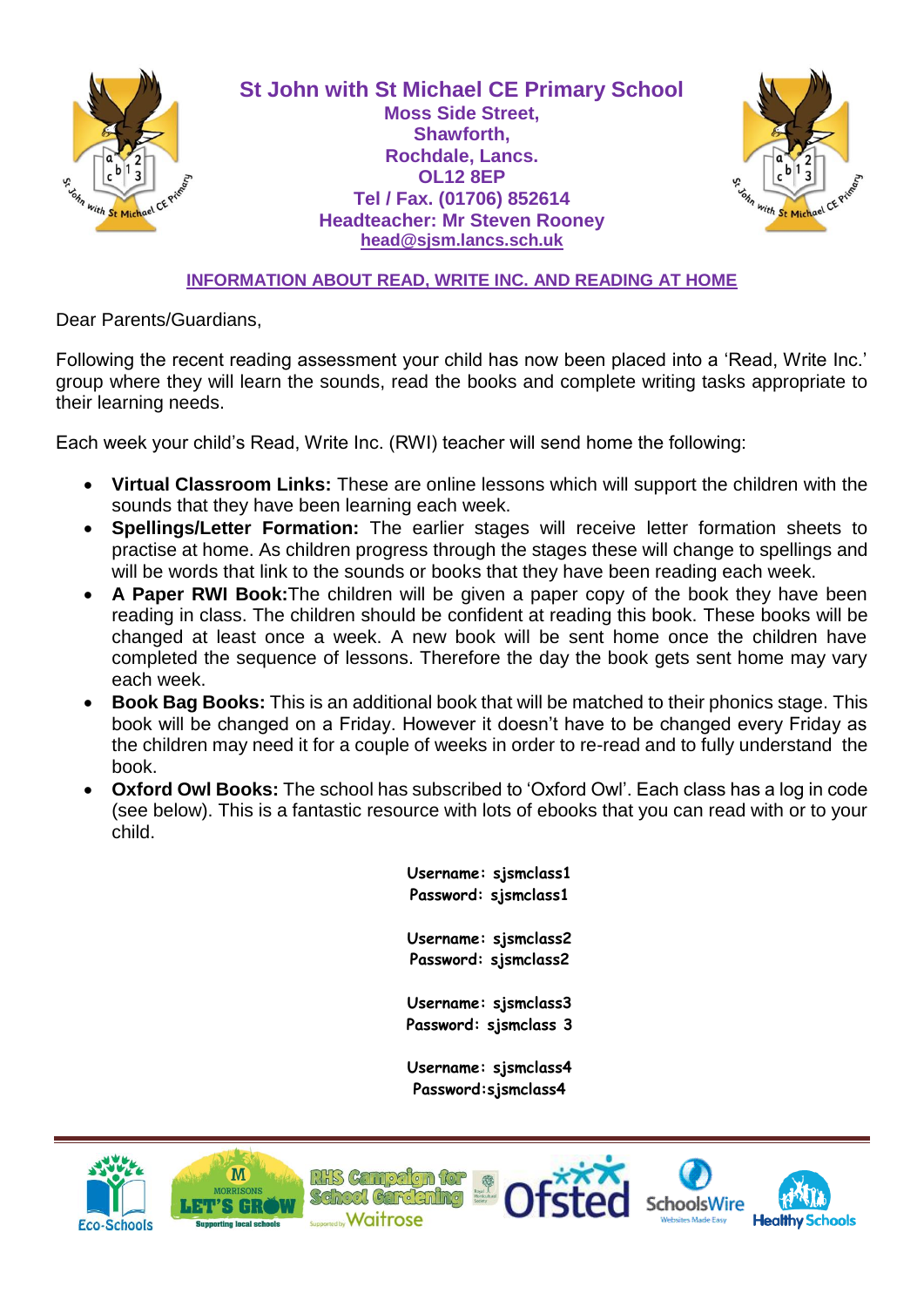# St John with St Michael CE Primary School

**Moss Side Street,**
**Shawforth,**
**Rochdale, Lancs.**
**OL12 8EP**
**Tel / Fax. (01706) 852614**
**Headteacher: Mr Steven Rooney**
**head@sjsm.lancs.sch.uk**

## INFORMATION ABOUT READ, WRITE INC. AND READING AT HOME

Dear Parents/Guardians,

Following the recent reading assessment your child has now been placed into a 'Read, Write Inc.' group where they will learn the sounds, read the books and complete writing tasks appropriate to their learning needs.

Each week your child's Read, Write Inc. (RWI) teacher will send home the following:

- **Virtual Classroom Links:** These are online lessons which will support the children with the sounds that they have been learning each week.
- **Spellings/Letter Formation:** The earlier stages will receive letter formation sheets to practise at home. As children progress through the stages these will change to spellings and will be words that link to the sounds or books that they have been reading each week.
- **A Paper RWI Book:**The children will be given a paper copy of the book they have been reading in class. The children should be confident at reading this book. These books will be changed at least once a week. A new book will be sent home once the children have completed the sequence of lessons. Therefore the day the book gets sent home may vary each week.
- **Book Bag Books:** This is an additional book that will be matched to their phonics stage. This book will be changed on a Friday. However it doesn't have to be changed every Friday as the children may need it for a couple of weeks in order to re-read and to fully understand the book.
- **Oxford Owl Books:** The school has subscribed to 'Oxford Owl'. Each class has a log in code (see below). This is a fantastic resource with lots of ebooks that you can read with or to your child.

**Username: sjsmclass1**
**Password: sjsmclass1**

**Username: sjsmclass2**
**Password: sjsmclass2**

**Username: sjsmclass3**
**Password: sjsmclass 3**

**Username: sjsmclass4**
**Password:sjsmclass4**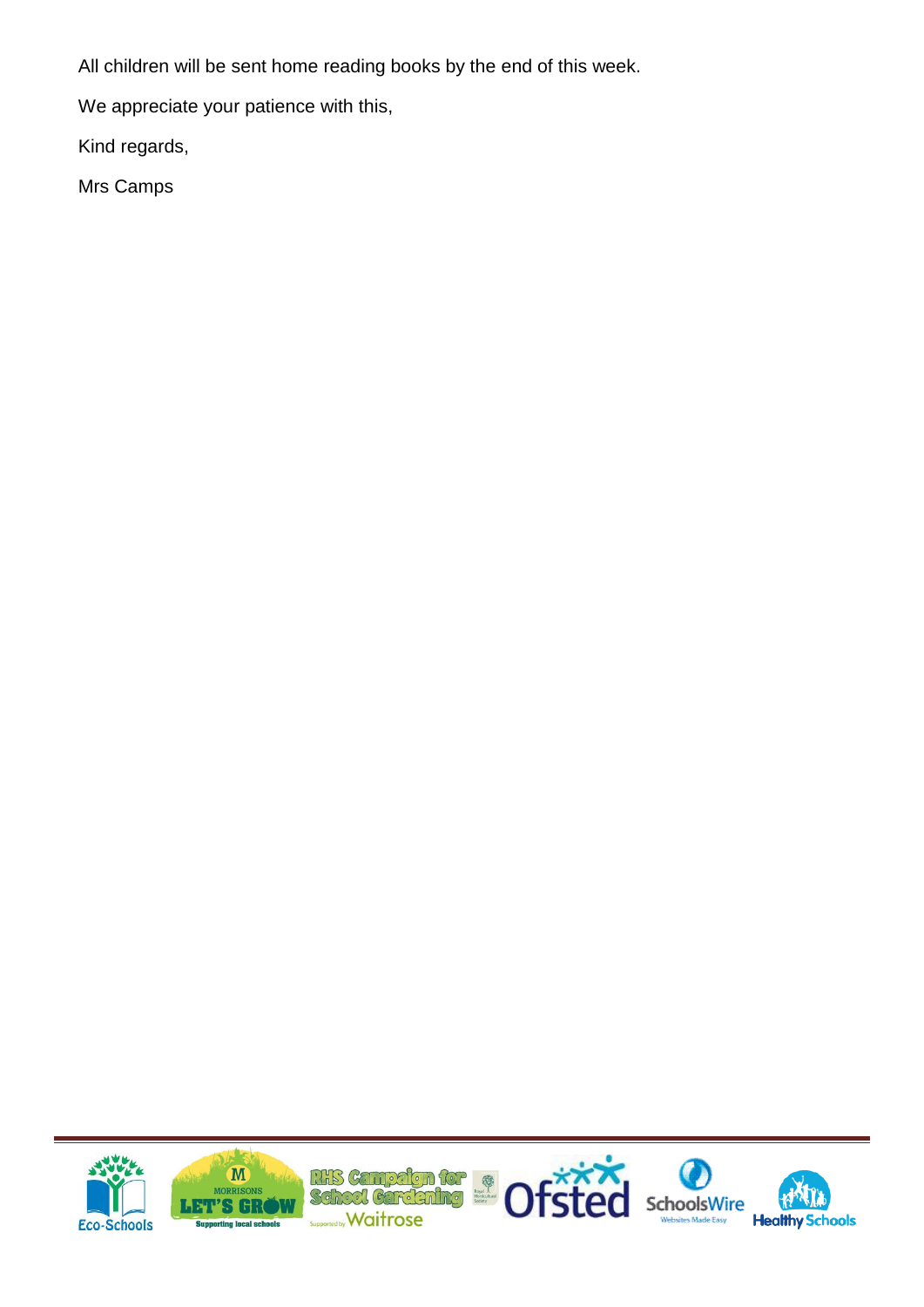All children will be sent home reading books by the end of this week.

We appreciate your patience with this,

Kind regards,

Mrs Camps